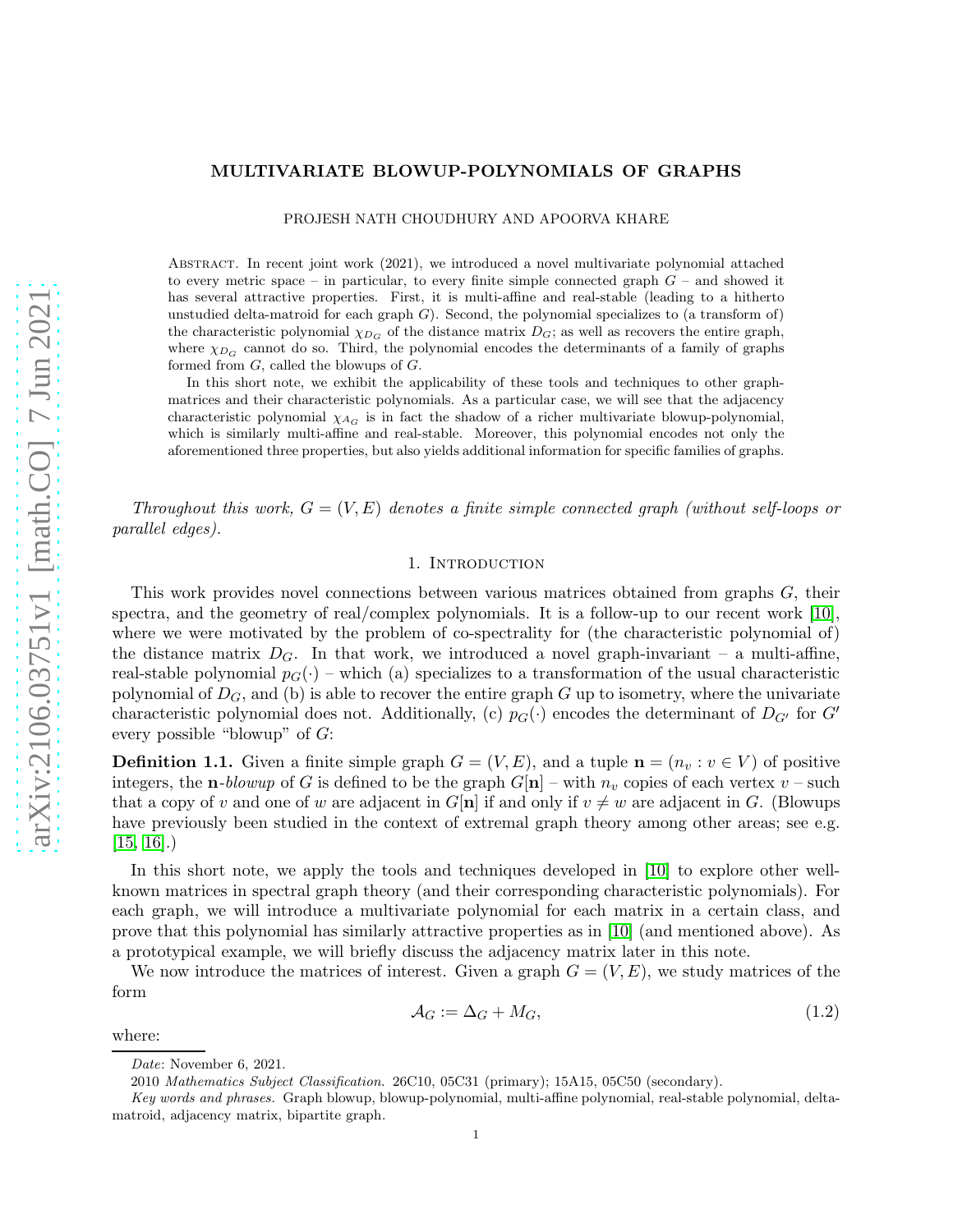# MULTIVARIATE BLOWUP-POLYNOMIALS OF GRAPHS

PROJESH NATH CHOUDHURY AND APOORVA KHARE

ABSTRACT. In recent joint work (2021), we introduced a novel multivariate polynomial attached to every metric space – in particular, to every finite simple connected graph $G$ – and showed it has several attractive properties. First, it is multi-affine and real-stable (leading to a hitherto unstudied delta-matroid for each graph $G$). Second, the polynomial specializes to (a transform of) the characteristic polynomial $\chi_{D_G}$ of the distance matrix $D_G$; as well as recovers the entire graph, where $\chi_{D_G}$ cannot do so. Third, the polynomial encodes the determinants of a family of graphs formed from $G$, called the blowups of $G$.

In this short note, we exhibit the applicability of these tools and techniques to other graph-matrices and their characteristic polynomials. As a particular case, we will see that the adjacency characteristic polynomial $\chi_{A_G}$ is in fact the shadow of a richer multivariate blowup-polynomial, which is similarly multi-affine and real-stable. Moreover, this polynomial encodes not only the aforementioned three properties, but also yields additional information for specific families of graphs.

*Throughout this work, $G = (V, E)$ denotes a finite simple connected graph (without self-loops or parallel edges).*

## 1. Introduction

This work provides novel connections between various matrices obtained from graphs $G$, their spectra, and the geometry of real/complex polynomials. It is a follow-up to our recent work [10], where we were motivated by the problem of co-spectrality for (the characteristic polynomial of) the distance matrix $D_G$. In that work, we introduced a novel graph-invariant – a multi-affine, real-stable polynomial $p_G(\cdot)$ – which (a) specializes to a transformation of the usual characteristic polynomial of $D_G$, and (b) is able to recover the entire graph $G$ up to isometry, where the univariate characteristic polynomial does not. Additionally, (c) $p_G(\cdot)$ encodes the determinant of $D_{G'}$ for $G'$ every possible "blowup" of $G$:

**Definition 1.1.** Given a finite simple graph $G = (V, E)$, and a tuple $\mathbf{n} = (n_v : v \in V)$ of positive integers, the $\mathbf{n}$-*blowup* of $G$ is defined to be the graph $G[\mathbf{n}]$ – with $n_v$ copies of each vertex $v$ – such that a copy of $v$ and one of $w$ are adjacent in $G[\mathbf{n}]$ if and only if $v \neq w$ are adjacent in $G$. (Blowups have previously been studied in the context of extremal graph theory among other areas; see e.g. [15, 16].)

In this short note, we apply the tools and techniques developed in [10] to explore other well-known matrices in spectral graph theory (and their corresponding characteristic polynomials). For each graph, we will introduce a multivariate polynomial for each matrix in a certain class, and prove that this polynomial has similarly attractive properties as in [10] (and mentioned above). As a prototypical example, we will briefly discuss the adjacency matrix later in this note.

We now introduce the matrices of interest. Given a graph $G = (V, E)$, we study matrices of the form

$$\mathcal{A}_G := \Delta_G + M_G, \tag{1.2}$$

where:

---

*Date*: November 6, 2021.

2010 *Mathematics Subject Classification.* 26C10, 05C31 (primary); 15A15, 05C50 (secondary).

*Key words and phrases.* Graph blowup, blowup-polynomial, multi-affine polynomial, real-stable polynomial, delta-matroid, adjacency matrix, bipartite graph.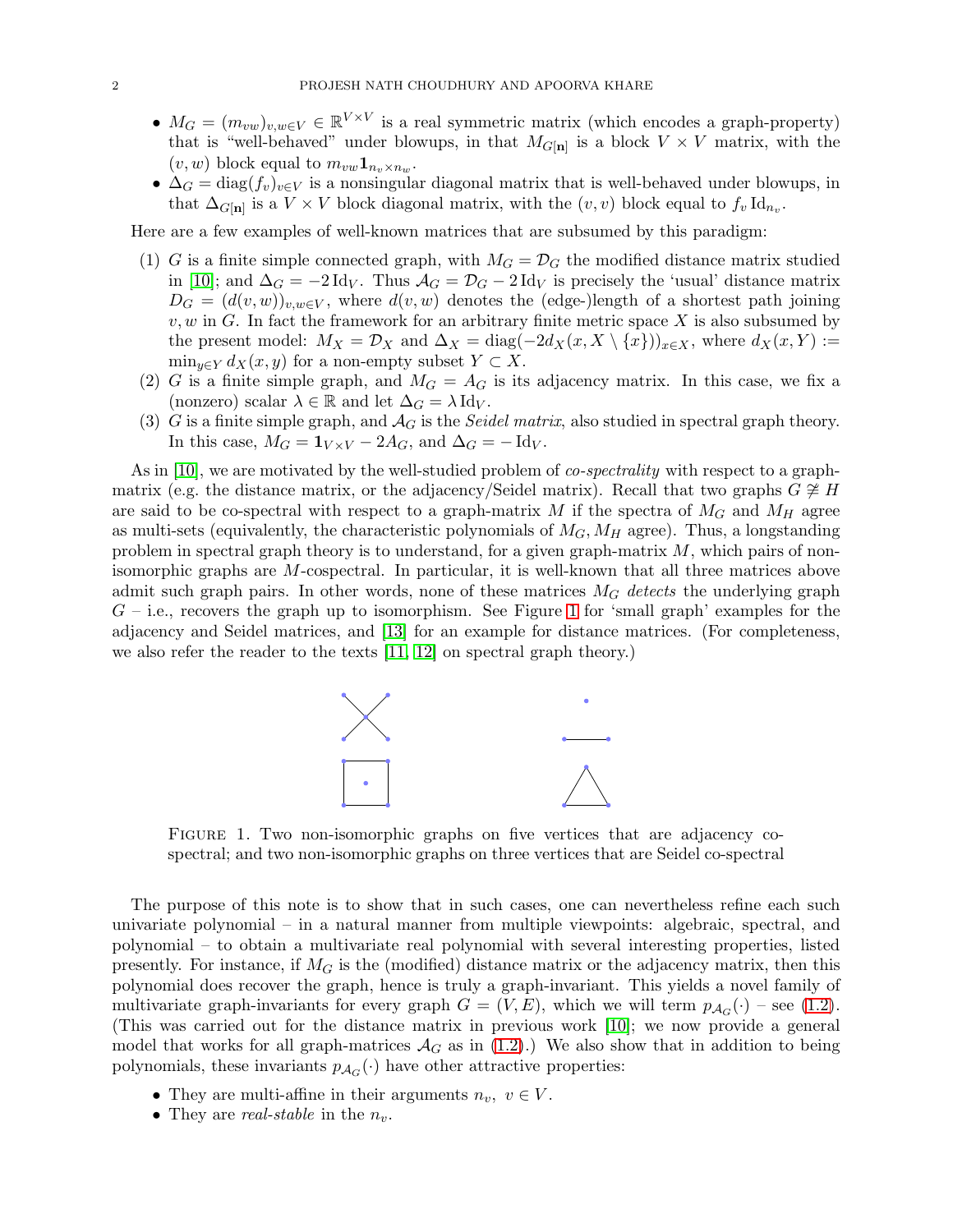- $M_G = (m_{vw})_{v,w \in V} \in \mathbb{R}^{V \times V}$ is a real symmetric matrix (which encodes a graph-property) that is "well-behaved" under blowups, in that $M_{G[\mathbf{n}]}$ is a block $V \times V$ matrix, with the $(v, w)$ block equal to $m_{vw} \mathbf{1}_{n_v \times n_w}$.
- $\Delta_G = \operatorname{diag}(f_v)_{v \in V}$ is a nonsingular diagonal matrix that is well-behaved under blowups, in that $\Delta_{G[\mathbf{n}]}$ is a $V \times V$ block diagonal matrix, with the $(v, v)$ block equal to $f_v \operatorname{Id}_{n_v}$.

Here are a few examples of well-known matrices that are subsumed by this paradigm:

1. $G$ is a finite simple connected graph, with $M_G = \mathcal{D}_G$ the modified distance matrix studied in [10]; and $\Delta_G = -2 \operatorname{Id}_V$. Thus $\mathcal{A}_G = \mathcal{D}_G - 2 \operatorname{Id}_V$ is precisely the 'usual' distance matrix $D_G = (d(v, w))_{v,w \in V}$, where $d(v, w)$ denotes the (edge-)length of a shortest path joining $v, w$ in $G$. In fact the framework for an arbitrary finite metric space $X$ is also subsumed by the present model: $M_X = \mathcal{D}_X$ and $\Delta_X = \operatorname{diag}(-2 d_X(x, X \setminus \{x\}))_{x \in X}$, where $d_X(x, Y) := \min_{y \in Y} d_X(x, y)$ for a non-empty subset $Y \subset X$.
2. $G$ is a finite simple graph, and $M_G = A_G$ is its adjacency matrix. In this case, we fix a (nonzero) scalar $\lambda \in \mathbb{R}$ and let $\Delta_G = \lambda \operatorname{Id}_V$.
3. $G$ is a finite simple graph, and $\mathcal{A}_G$ is the *Seidel matrix*, also studied in spectral graph theory. In this case, $M_G = \mathbf{1}_{V \times V} - 2A_G$, and $\Delta_G = -\operatorname{Id}_V$.

As in [10], we are motivated by the well-studied problem of *co-spectrality* with respect to a graph-matrix (e.g. the distance matrix, or the adjacency/Seidel matrix). Recall that two graphs $G \not\cong H$ are said to be co-spectral with respect to a graph-matrix $M$ if the spectra of $M_G$ and $M_H$ agree as multi-sets (equivalently, the characteristic polynomials of $M_G, M_H$ agree). Thus, a longstanding problem in spectral graph theory is to understand, for a given graph-matrix $M$, which pairs of non-isomorphic graphs are $M$-cospectral. In particular, it is well-known that all three matrices above admit such graph pairs. In other words, none of these matrices $M_G$ *detects* the underlying graph $G$ – i.e., recovers the graph up to isomorphism. See Figure 1 for 'small graph' examples for the adjacency and Seidel matrices, and [13] for an example for distance matrices. (For completeness, we also refer the reader to the texts [11, 12] on spectral graph theory.)

Figure 1. Two non-isomorphic graphs on five vertices that are adjacency co-spectral; and two non-isomorphic graphs on three vertices that are Seidel co-spectral

The purpose of this note is to show that in such cases, one can nevertheless refine each such univariate polynomial – in a natural manner from multiple viewpoints: algebraic, spectral, and polynomial – to obtain a multivariate real polynomial with several interesting properties, listed presently. For instance, if $M_G$ is the (modified) distance matrix or the adjacency matrix, then this polynomial does recover the graph, hence is truly a graph-invariant. This yields a novel family of multivariate graph-invariants for every graph $G = (V, E)$, which we will term $p_{\mathcal{A}_G}(\cdot)$ – see (1.2). (This was carried out for the distance matrix in previous work [10]; we now provide a general model that works for all graph-matrices $\mathcal{A}_G$ as in (1.2).) We also show that in addition to being polynomials, these invariants $p_{\mathcal{A}_G}(\cdot)$ have other attractive properties:

- They are multi-affine in their arguments $n_v, \ v \in V$.
- They are *real-stable* in the $n_v$.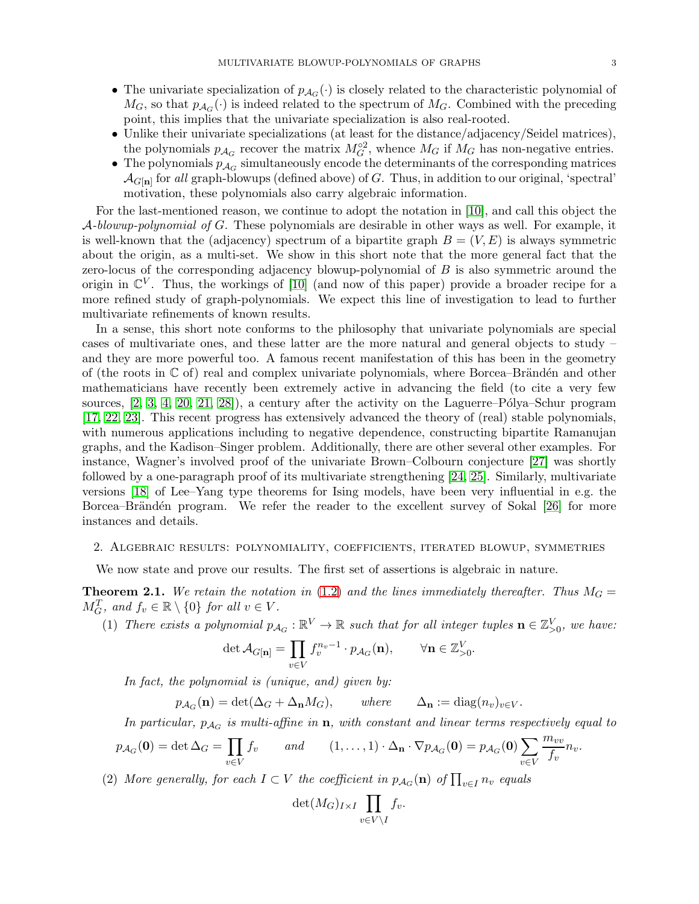- The univariate specialization of $p_{\mathcal{A}_G}(\cdot)$ is closely related to the characteristic polynomial of $M_G$, so that $p_{\mathcal{A}_G}(\cdot)$ is indeed related to the spectrum of $M_G$. Combined with the preceding point, this implies that the univariate specialization is also real-rooted.
- Unlike their univariate specializations (at least for the distance/adjacency/Seidel matrices), the polynomials $p_{\mathcal{A}_G}$ recover the matrix $M_G^{\circ 2}$, whence $M_G$ if $M_G$ has non-negative entries.
- The polynomials $p_{\mathcal{A}_G}$ simultaneously encode the determinants of the corresponding matrices $\mathcal{A}_{G[\mathbf{n}]}$ for *all* graph-blowups (defined above) of $G$. Thus, in addition to our original, 'spectral' motivation, these polynomials also carry algebraic information.

For the last-mentioned reason, we continue to adopt the notation in [10], and call this object the $\mathcal{A}$*-blowup-polynomial of* $G$. These polynomials are desirable in other ways as well. For example, it is well-known that the (adjacency) spectrum of a bipartite graph $B = (V, E)$ is always symmetric about the origin, as a multi-set. We show in this short note that the more general fact that the zero-locus of the corresponding adjacency blowup-polynomial of $B$ is also symmetric around the origin in $\mathbb{C}^V$. Thus, the workings of [10] (and now of this paper) provide a broader recipe for a more refined study of graph-polynomials. We expect this line of investigation to lead to further multivariate refinements of known results.

In a sense, this short note conforms to the philosophy that univariate polynomials are special cases of multivariate ones, and these latter are the more natural and general objects to study – and they are more powerful too. A famous recent manifestation of this has been in the geometry of (the roots in $\mathbb{C}$ of) real and complex univariate polynomials, where Borcea–Brändén and other mathematicians have recently been extremely active in advancing the field (to cite a very few sources, [2, 3, 4, 20, 21, 28]), a century after the activity on the Laguerre–Pólya–Schur program [17, 22, 23]. This recent progress has extensively advanced the theory of (real) stable polynomials, with numerous applications including to negative dependence, constructing bipartite Ramanujan graphs, and the Kadison–Singer problem. Additionally, there are other several other examples. For instance, Wagner's involved proof of the univariate Brown–Colbourn conjecture [27] was shortly followed by a one-paragraph proof of its multivariate strengthening [24, 25]. Similarly, multivariate versions [18] of Lee–Yang type theorems for Ising models, have been very influential in e.g. the Borcea–Brändén program. We refer the reader to the excellent survey of Sokal [26] for more instances and details.

## 2. Algebraic results: polynomiality, coefficients, iterated blowup, symmetries

We now state and prove our results. The first set of assertions is algebraic in nature.

**Theorem 2.1.** *We retain the notation in (1.2) and the lines immediately thereafter. Thus $M_G = M_G^T$, and $f_v \in \mathbb{R} \setminus \{0\}$ for all $v \in V$.*

(1) *There exists a polynomial $p_{\mathcal{A}_G} : \mathbb{R}^V \to \mathbb{R}$ such that for all integer tuples $\mathbf{n} \in \mathbb{Z}_{>0}^V$, we have:*

$$\det \mathcal{A}_{G[\mathbf{n}]} = \prod_{v \in V} f_v^{n_v - 1} \cdot p_{\mathcal{A}_G}(\mathbf{n}), \qquad \forall \mathbf{n} \in \mathbb{Z}_{>0}^V.$$

*In fact, the polynomial is (unique, and) given by:*

$$p_{\mathcal{A}_G}(\mathbf{n}) = \det(\Delta_G + \Delta_{\mathbf{n}} M_G), \qquad where \qquad \Delta_{\mathbf{n}} := \operatorname{diag}(n_v)_{v \in V}.$$

*In particular, $p_{\mathcal{A}_G}$ is multi-affine in $\mathbf{n}$, with constant and linear terms respectively equal to*

$$p_{\mathcal{A}_G}(\mathbf{0}) = \det \Delta_G = \prod_{v \in V} f_v \qquad and \qquad (1, \dots, 1) \cdot \Delta_{\mathbf{n}} \cdot \nabla p_{\mathcal{A}_G}(\mathbf{0}) = p_{\mathcal{A}_G}(\mathbf{0}) \sum_{v \in V} \frac{m_{vv}}{f_v} n_v.$$

(2) *More generally, for each $I \subset V$ the coefficient in $p_{\mathcal{A}_G}(\mathbf{n})$ of $\prod_{v \in I} n_v$ equals*

$$\det(M_G)_{I \times I} \prod_{v \in V \setminus I} f_v.$$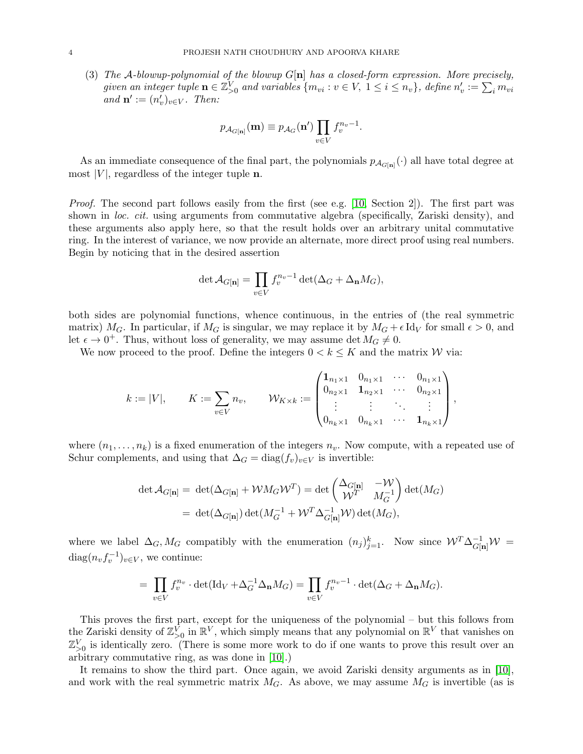(3) *The $\mathcal{A}$-blowup-polynomial of the blowup $G[\mathbf{n}]$ has a closed-form expression. More precisely, given an integer tuple $\mathbf{n} \in \mathbb{Z}_{>0}^V$ and variables $\{m_{vi} : v \in V,\ 1 \leq i \leq n_v\}$, define $n'_v := \sum_i m_{vi}$ and $\mathbf{n}' := (n'_v)_{v \in V}$. Then:*

$$p_{\mathcal{A}_{G[\mathbf{n}]}}(\mathbf{m}) \equiv p_{\mathcal{A}_G}(\mathbf{n}') \prod_{v \in V} f_v^{n_v - 1}.$$

As an immediate consequence of the final part, the polynomials $p_{\mathcal{A}_{G[\mathbf{n}]}}(\cdot)$ all have total degree at most $|V|$, regardless of the integer tuple $\mathbf{n}$.

*Proof.* The second part follows easily from the first (see e.g. [10, Section 2]). The first part was shown in *loc. cit.* using arguments from commutative algebra (specifically, Zariski density), and these arguments also apply here, so that the result holds over an arbitrary unital commutative ring. In the interest of variance, we now provide an alternate, more direct proof using real numbers. Begin by noticing that in the desired assertion

$$\det \mathcal{A}_{G[\mathbf{n}]} = \prod_{v \in V} f_v^{n_v - 1} \det(\Delta_G + \Delta_{\mathbf{n}} M_G),$$

both sides are polynomial functions, whence continuous, in the entries of (the real symmetric matrix) $M_G$. In particular, if $M_G$ is singular, we may replace it by $M_G + \epsilon \operatorname{Id}_V$ for small $\epsilon > 0$, and let $\epsilon \to 0^+$. Thus, without loss of generality, we may assume $\det M_G \neq 0$.

We now proceed to the proof. Define the integers $0 < k \leq K$ and the matrix $\mathcal{W}$ via:

$$k := |V|, \qquad K := \sum_{v \in V} n_v, \qquad \mathcal{W}_{K \times k} := \begin{pmatrix} \mathbf{1}_{n_1 \times 1} & 0_{n_1 \times 1} & \cdots & 0_{n_1 \times 1} \\ 0_{n_2 \times 1} & \mathbf{1}_{n_2 \times 1} & \cdots & 0_{n_2 \times 1} \\ \vdots & \vdots & \ddots & \vdots \\ 0_{n_k \times 1} & 0_{n_k \times 1} & \cdots & \mathbf{1}_{n_k \times 1} \end{pmatrix},$$

where $(n_1, \dots, n_k)$ is a fixed enumeration of the integers $n_v$. Now compute, with a repeated use of Schur complements, and using that $\Delta_G = \operatorname{diag}(f_v)_{v \in V}$ is invertible:

$$\begin{aligned} \det \mathcal{A}_{G[\mathbf{n}]} =&\ \det(\Delta_{G[\mathbf{n}]} + \mathcal{W} M_G \mathcal{W}^T) = \det \begin{pmatrix} \Delta_{G[\mathbf{n}]} & -\mathcal{W} \\ \mathcal{W}^T & M_G^{-1} \end{pmatrix} \det(M_G) \\ =&\ \det(\Delta_{G[\mathbf{n}]}) \det(M_G^{-1} + \mathcal{W}^T \Delta_{G[\mathbf{n}]}^{-1} \mathcal{W}) \det(M_G), \end{aligned}$$

where we label $\Delta_G, M_G$ compatibly with the enumeration $(n_j)_{j=1}^k$. Now since $\mathcal{W}^T \Delta_{G[\mathbf{n}]}^{-1} \mathcal{W} = \operatorname{diag}(n_v f_v^{-1})_{v \in V}$, we continue:

$$= \prod_{v \in V} f_v^{n_v} \cdot \det(\operatorname{Id}_V + \Delta_G^{-1} \Delta_{\mathbf{n}} M_G) = \prod_{v \in V} f_v^{n_v - 1} \cdot \det(\Delta_G + \Delta_{\mathbf{n}} M_G).$$

This proves the first part, except for the uniqueness of the polynomial – but this follows from the Zariski density of $\mathbb{Z}_{>0}^V$ in $\mathbb{R}^V$, which simply means that any polynomial on $\mathbb{R}^V$ that vanishes on $\mathbb{Z}_{>0}^V$ is identically zero. (There is some more work to do if one wants to prove this result over an arbitrary commutative ring, as was done in [10].)

It remains to show the third part. Once again, we avoid Zariski density arguments as in [10], and work with the real symmetric matrix $M_G$. As above, we may assume $M_G$ is invertible (as is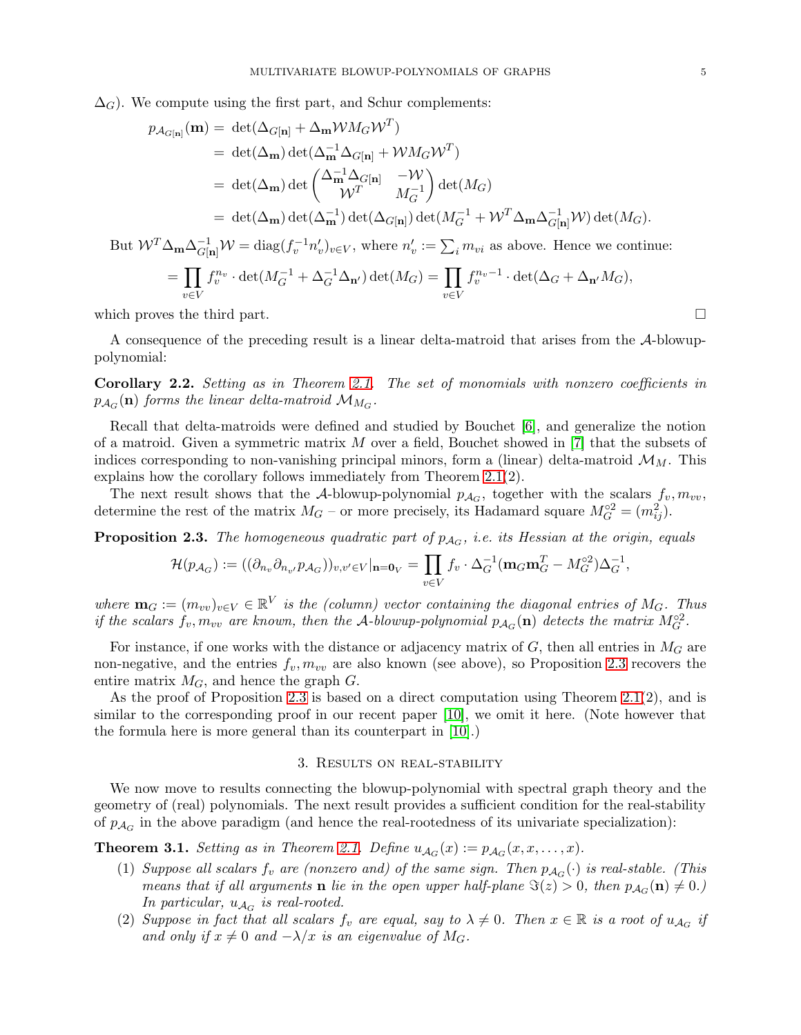$\Delta_G$). We compute using the first part, and Schur complements:

$$
\begin{aligned}
p_{\mathcal{A}_{G[\mathbf{n}]}}(\mathbf{m}) &= \det(\Delta_{G[\mathbf{n}]} + \Delta_{\mathbf{m}} \mathcal{W} M_G \mathcal{W}^T) \\
&= \det(\Delta_{\mathbf{m}}) \det(\Delta_{\mathbf{m}}^{-1} \Delta_{G[\mathbf{n}]} + \mathcal{W} M_G \mathcal{W}^T) \\
&= \det(\Delta_{\mathbf{m}}) \det \begin{pmatrix} \Delta_{\mathbf{m}}^{-1} \Delta_{G[\mathbf{n}]} & -\mathcal{W} \\ \mathcal{W}^T & M_G^{-1} \end{pmatrix} \det(M_G) \\
&= \det(\Delta_{\mathbf{m}}) \det(\Delta_{\mathbf{m}}^{-1}) \det(\Delta_{G[\mathbf{n}]}) \det(M_G^{-1} + \mathcal{W}^T \Delta_{\mathbf{m}} \Delta_{G[\mathbf{n}]}^{-1} \mathcal{W}) \det(M_G).
\end{aligned}
$$

But $\mathcal{W}^T \Delta_{\mathbf{m}} \Delta_{G[\mathbf{n}]}^{-1} \mathcal{W} = \operatorname{diag}(f_v^{-1} n'_v)_{v \in V}$, where $n'_v := \sum_i m_{vi}$ as above. Hence we continue:

$$
= \prod_{v \in V} f_v^{n_v} \cdot \det(M_G^{-1} + \Delta_G^{-1} \Delta_{\mathbf{n}'}) \det(M_G) = \prod_{v \in V} f_v^{n_v - 1} \cdot \det(\Delta_G + \Delta_{\mathbf{n}'} M_G),
$$

which proves the third part. $\square$

A consequence of the preceding result is a linear delta-matroid that arises from the $\mathcal{A}$-blowup-polynomial:

**Corollary 2.2.** *Setting as in Theorem 2.1. The set of monomials with nonzero coefficients in $p_{\mathcal{A}_G}(\mathbf{n})$ forms the linear delta-matroid $\mathcal{M}_{M_G}$.*

Recall that delta-matroids were defined and studied by Bouchet [6], and generalize the notion of a matroid. Given a symmetric matrix $M$ over a field, Bouchet showed in [7] that the subsets of indices corresponding to non-vanishing principal minors, form a (linear) delta-matroid $\mathcal{M}_M$. This explains how the corollary follows immediately from Theorem 2.1(2).

The next result shows that the $\mathcal{A}$-blowup-polynomial $p_{\mathcal{A}_G}$, together with the scalars $f_v, m_{vv}$, determine the rest of the matrix $M_G$ – or more precisely, its Hadamard square $M_G^{\circ 2} = (m_{ij}^2)$.

**Proposition 2.3.** *The homogeneous quadratic part of $p_{\mathcal{A}_G}$, i.e. its Hessian at the origin, equals*

$$
\mathcal{H}(p_{\mathcal{A}_G}) := ((\partial_{n_v} \partial_{n_{v'}} p_{\mathcal{A}_G}))_{v,v' \in V}|_{\mathbf{n} = \mathbf{0}_V} = \prod_{v \in V} f_v \cdot \Delta_G^{-1} (\mathbf{m}_G \mathbf{m}_G^T - M_G^{\circ 2}) \Delta_G^{-1},
$$

*where $\mathbf{m}_G := (m_{vv})_{v \in V} \in \mathbb{R}^V$ is the (column) vector containing the diagonal entries of $M_G$. Thus if the scalars $f_v, m_{vv}$ are known, then the $\mathcal{A}$-blowup-polynomial $p_{\mathcal{A}_G}(\mathbf{n})$ detects the matrix $M_G^{\circ 2}$.*

For instance, if one works with the distance or adjacency matrix of $G$, then all entries in $M_G$ are non-negative, and the entries $f_v, m_{vv}$ are also known (see above), so Proposition 2.3 recovers the entire matrix $M_G$, and hence the graph $G$.

As the proof of Proposition 2.3 is based on a direct computation using Theorem 2.1(2), and is similar to the corresponding proof in our recent paper [10], we omit it here. (Note however that the formula here is more general than its counterpart in [10].)

## 3. Results on real-stability

We now move to results connecting the blowup-polynomial with spectral graph theory and the geometry of (real) polynomials. The next result provides a sufficient condition for the real-stability of $p_{\mathcal{A}_G}$ in the above paradigm (and hence the real-rootedness of its univariate specialization):

**Theorem 3.1.** *Setting as in Theorem 2.1. Define $u_{\mathcal{A}_G}(x) := p_{\mathcal{A}_G}(x, x, \dots, x)$.*

1. *Suppose all scalars $f_v$ are (nonzero and) of the same sign. Then $p_{\mathcal{A}_G}(\cdot)$ is real-stable. (This means that if all arguments $\mathbf{n}$ lie in the open upper half-plane $\Im(z) > 0$, then $p_{\mathcal{A}_G}(\mathbf{n}) \neq 0$.) In particular, $u_{\mathcal{A}_G}$ is real-rooted.*
2. *Suppose in fact that all scalars $f_v$ are equal, say to $\lambda \neq 0$. Then $x \in \mathbb{R}$ is a root of $u_{\mathcal{A}_G}$ if and only if $x \neq 0$ and $-\lambda/x$ is an eigenvalue of $M_G$.*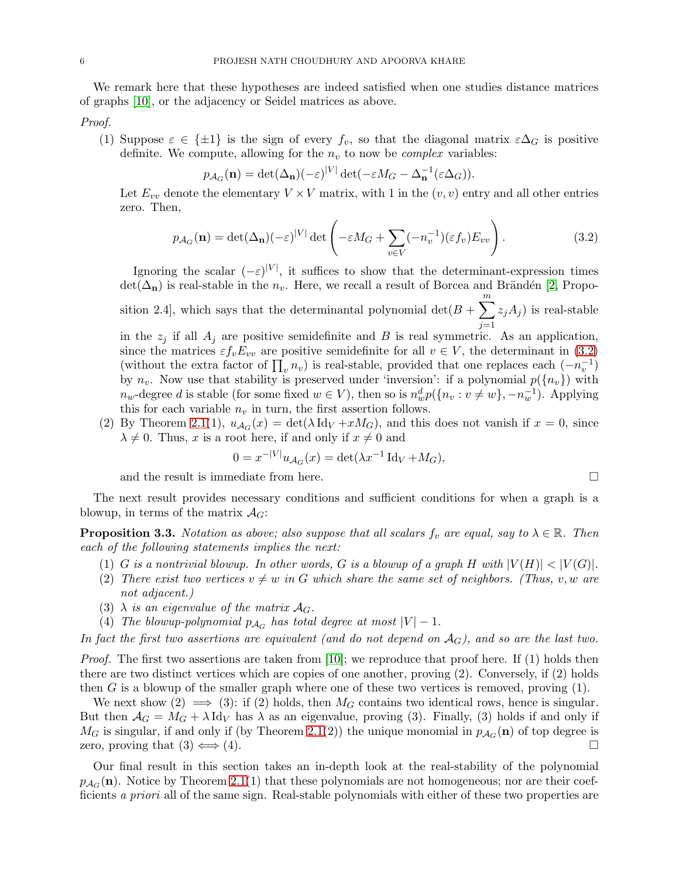We remark here that these hypotheses are indeed satisfied when one studies distance matrices of graphs [10], or the adjacency or Seidel matrices as above.

*Proof.*

(1) Suppose $\varepsilon \in \{\pm 1\}$ is the sign of every $f_v$, so that the diagonal matrix $\varepsilon \Delta_G$ is positive definite. We compute, allowing for the $n_v$ to now be *complex* variables:

$$p_{\mathcal{A}_G}(\mathbf{n}) = \det(\Delta_{\mathbf{n}})(-\varepsilon)^{|V|} \det(-\varepsilon M_G - \Delta_{\mathbf{n}}^{-1}(\varepsilon \Delta_G)).$$

Let $E_{vv}$ denote the elementary $V \times V$ matrix, with 1 in the $(v, v)$ entry and all other entries zero. Then,

$$p_{\mathcal{A}_G}(\mathbf{n}) = \det(\Delta_{\mathbf{n}})(-\varepsilon)^{|V|} \det\left(-\varepsilon M_G + \sum_{v \in V} (-n_v^{-1})(\varepsilon f_v) E_{vv}\right). \tag{3.2}$$

Ignoring the scalar $(-\varepsilon)^{|V|}$, it suffices to show that the determinant-expression times $\det(\Delta_{\mathbf{n}})$ is real-stable in the $n_v$. Here, we recall a result of Borcea and Brändén [2, Proposition 2.4], which says that the determinantal polynomial $\det(B + \sum_{j=1}^{m} z_j A_j)$ is real-stable in the $z_j$ if all $A_j$ are positive semidefinite and $B$ is real symmetric. As an application, since the matrices $\varepsilon f_v E_{vv}$ are positive semidefinite for all $v \in V$, the determinant in (3.2) (without the extra factor of $\prod_v n_v$) is real-stable, provided that one replaces each $(-n_v^{-1})$ by $n_v$. Now use that stability is preserved under 'inversion': if a polynomial $p(\{n_v\})$ with $n_w$-degree $d$ is stable (for some fixed $w \in V$), then so is $n_w^d p(\{n_v : v \neq w\}, -n_w^{-1})$. Applying this for each variable $n_v$ in turn, the first assertion follows.

(2) By Theorem 2.1(1), $u_{\mathcal{A}_G}(x) = \det(\lambda \operatorname{Id}_V + x M_G)$, and this does not vanish if $x = 0$, since $\lambda \neq 0$. Thus, $x$ is a root here, if and only if $x \neq 0$ and

$$0 = x^{-|V|} u_{\mathcal{A}_G}(x) = \det(\lambda x^{-1} \operatorname{Id}_V + M_G),$$

and the result is immediate from here. $\square$

The next result provides necessary conditions and sufficient conditions for when a graph is a blowup, in terms of the matrix $\mathcal{A}_G$:

**Proposition 3.3.** *Notation as above; also suppose that all scalars $f_v$ are equal, say to $\lambda \in \mathbb{R}$. Then each of the following statements implies the next:*

1. *$G$ is a nontrivial blowup. In other words, $G$ is a blowup of a graph $H$ with $|V(H)| < |V(G)|$.*
2. *There exist two vertices $v \neq w$ in $G$ which share the same set of neighbors. (Thus, $v, w$ are not adjacent.)*
3. *$\lambda$ is an eigenvalue of the matrix $\mathcal{A}_G$.*
4. *The blowup-polynomial $p_{\mathcal{A}_G}$ has total degree at most $|V| - 1$.*

*In fact the first two assertions are equivalent (and do not depend on $\mathcal{A}_G$), and so are the last two.*

*Proof.* The first two assertions are taken from [10]; we reproduce that proof here. If (1) holds then there are two distinct vertices which are copies of one another, proving (2). Conversely, if (2) holds then $G$ is a blowup of the smaller graph where one of these two vertices is removed, proving (1).

We next show (2) $\implies$ (3): if (2) holds, then $M_G$ contains two identical rows, hence is singular. But then $\mathcal{A}_G = M_G + \lambda \operatorname{Id}_V$ has $\lambda$ as an eigenvalue, proving (3). Finally, (3) holds if and only if $M_G$ is singular, if and only if (by Theorem 2.1(2)) the unique monomial in $p_{\mathcal{A}_G}(\mathbf{n})$ of top degree is zero, proving that (3) $\Longleftrightarrow$ (4). $\square$

Our final result in this section takes an in-depth look at the real-stability of the polynomial $p_{\mathcal{A}_G}(\mathbf{n})$. Notice by Theorem 2.1(1) that these polynomials are not homogeneous; nor are their coefficients *a priori* all of the same sign. Real-stable polynomials with either of these two properties are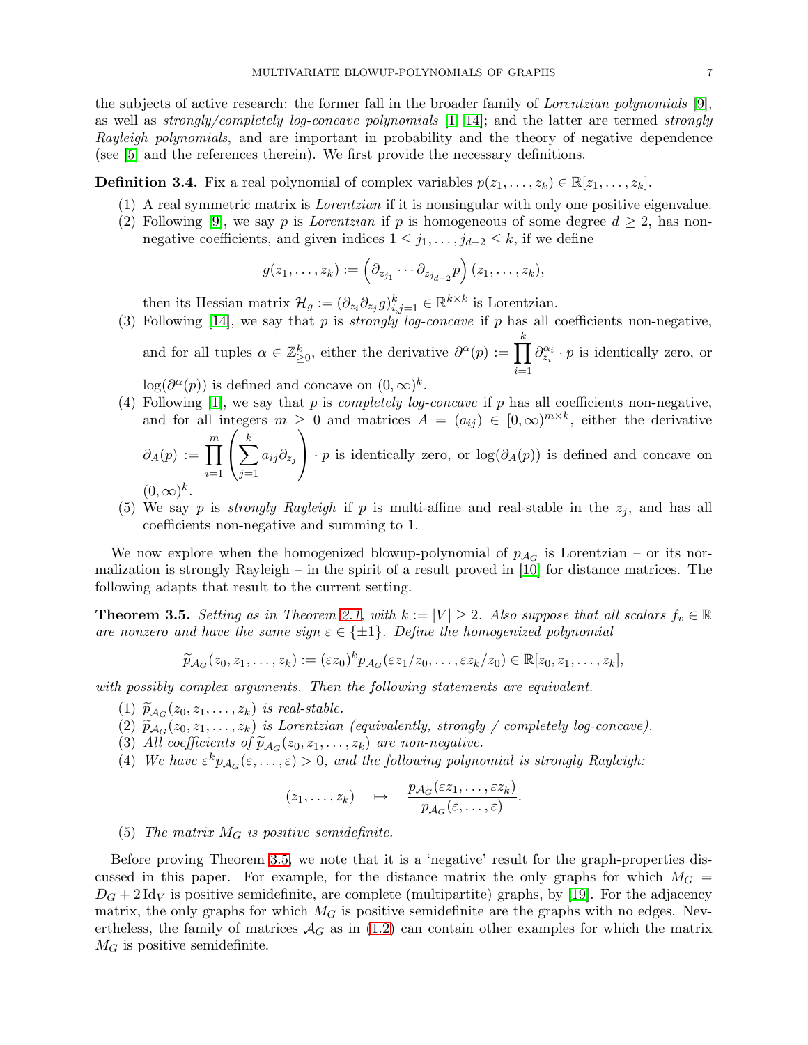the subjects of active research: the former fall in the broader family of *Lorentzian polynomials* [9], as well as *strongly/completely log-concave polynomials* [1, 14]; and the latter are termed *strongly Rayleigh polynomials*, and are important in probability and the theory of negative dependence (see [5] and the references therein). We first provide the necessary definitions.

**Definition 3.4.** Fix a real polynomial of complex variables $p(z_1, \dots, z_k) \in \mathbb{R}[z_1, \dots, z_k]$.

1. A real symmetric matrix is *Lorentzian* if it is nonsingular with only one positive eigenvalue.
2. Following [9], we say $p$ is *Lorentzian* if $p$ is homogeneous of some degree $d \geq 2$, has non-negative coefficients, and given indices $1 \leq j_1, \dots, j_{d-2} \leq k$, if we define

$$g(z_1, \dots, z_k) := \left(\partial_{z_{j_1}} \cdots \partial_{z_{j_{d-2}}} p\right)(z_1, \dots, z_k),$$

   then its Hessian matrix $\mathcal{H}_g := (\partial_{z_i} \partial_{z_j} g)_{i,j=1}^k \in \mathbb{R}^{k \times k}$ is Lorentzian.
3. Following [14], we say that $p$ is *strongly log-concave* if $p$ has all coefficients non-negative, and for all tuples $\alpha \in \mathbb{Z}_{\geq 0}^k$, either the derivative $\partial^\alpha(p) := \prod_{i=1}^k \partial_{z_i}^{\alpha_i} \cdot p$ is identically zero, or $\log(\partial^\alpha(p))$ is defined and concave on $(0, \infty)^k$.
4. Following [1], we say that $p$ is *completely log-concave* if $p$ has all coefficients non-negative, and for all integers $m \geq 0$ and matrices $A = (a_{ij}) \in [0, \infty)^{m \times k}$, either the derivative $\partial_A(p) := \prod_{i=1}^m \left(\sum_{j=1}^k a_{ij} \partial_{z_j}\right) \cdot p$ is identically zero, or $\log(\partial_A(p))$ is defined and concave on $(0, \infty)^k$.
5. We say $p$ is *strongly Rayleigh* if $p$ is multi-affine and real-stable in the $z_j$, and has all coefficients non-negative and summing to 1.

We now explore when the homogenized blowup-polynomial of $p_{\mathcal{A}_G}$ is Lorentzian – or its normalization is strongly Rayleigh – in the spirit of a result proved in [10] for distance matrices. The following adapts that result to the current setting.

**Theorem 3.5.** *Setting as in Theorem 2.1, with $k := |V| \geq 2$. Also suppose that all scalars $f_v \in \mathbb{R}$ are nonzero and have the same sign $\varepsilon \in \{\pm 1\}$. Define the homogenized polynomial*

$$\widetilde{p}_{\mathcal{A}_G}(z_0, z_1, \dots, z_k) := (\varepsilon z_0)^k p_{\mathcal{A}_G}(\varepsilon z_1/z_0, \dots, \varepsilon z_k/z_0) \in \mathbb{R}[z_0, z_1, \dots, z_k],$$

*with possibly complex arguments. Then the following statements are equivalent.*

1. *$\widetilde{p}_{\mathcal{A}_G}(z_0, z_1, \dots, z_k)$ is real-stable.*
2. *$\widetilde{p}_{\mathcal{A}_G}(z_0, z_1, \dots, z_k)$ is Lorentzian (equivalently, strongly / completely log-concave).*
3. *All coefficients of $\widetilde{p}_{\mathcal{A}_G}(z_0, z_1, \dots, z_k)$ are non-negative.*
4. *We have $\varepsilon^k p_{\mathcal{A}_G}(\varepsilon, \dots, \varepsilon) > 0$, and the following polynomial is strongly Rayleigh:*

$$(z_1, \dots, z_k) \quad \mapsto \quad \frac{p_{\mathcal{A}_G}(\varepsilon z_1, \dots, \varepsilon z_k)}{p_{\mathcal{A}_G}(\varepsilon, \dots, \varepsilon)}.$$

5. *The matrix $M_G$ is positive semidefinite.*

Before proving Theorem 3.5, we note that it is a 'negative' result for the graph-properties discussed in this paper. For example, for the distance matrix the only graphs for which $M_G = D_G + 2\,\mathrm{Id}_V$ is positive semidefinite, are complete (multipartite) graphs, by [19]. For the adjacency matrix, the only graphs for which $M_G$ is positive semidefinite are the graphs with no edges. Nevertheless, the family of matrices $\mathcal{A}_G$ as in (1.2) can contain other examples for which the matrix $M_G$ is positive semidefinite.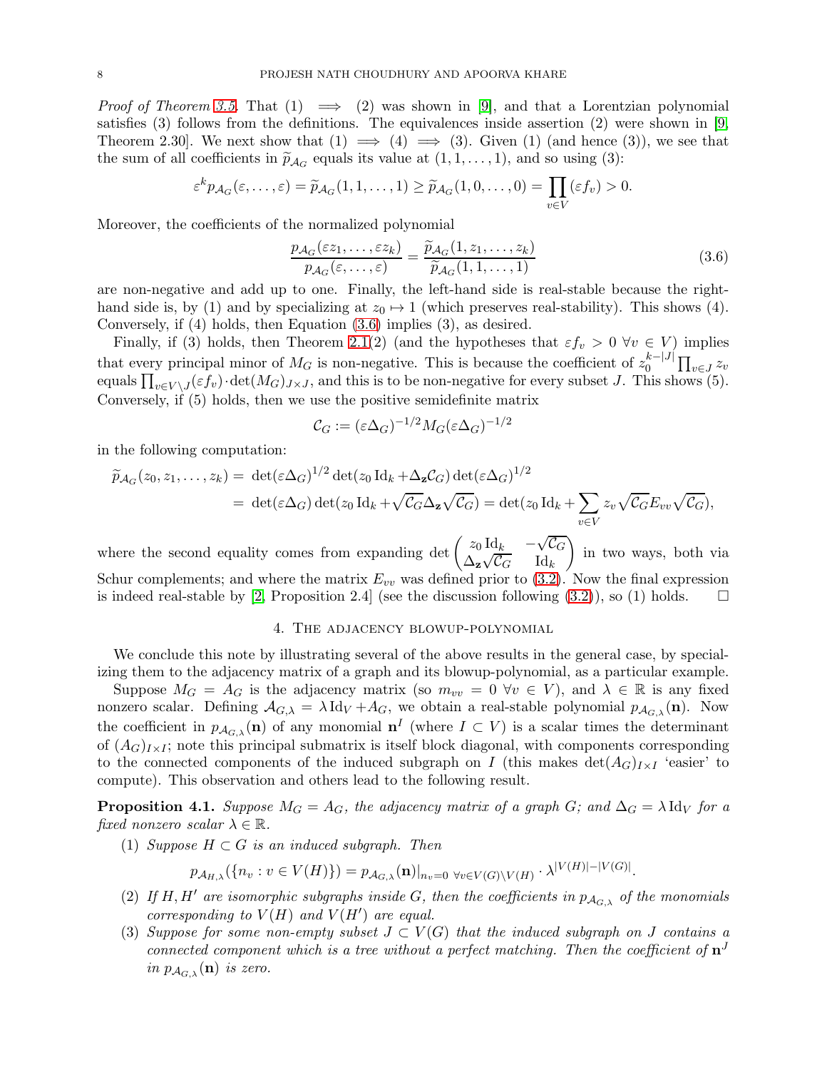*Proof of Theorem 3.5.* That (1) $\implies$ (2) was shown in [9], and that a Lorentzian polynomial satisfies (3) follows from the definitions. The equivalences inside assertion (2) were shown in [9, Theorem 2.30]. We next show that (1) $\implies$ (4) $\implies$ (3). Given (1) (and hence (3)), we see that the sum of all coefficients in $\widetilde{p}_{\mathcal{A}_G}$ equals its value at $(1, 1, \dots, 1)$, and so using (3):

$$\varepsilon^k p_{\mathcal{A}_G}(\varepsilon, \dots, \varepsilon) = \widetilde{p}_{\mathcal{A}_G}(1, 1, \dots, 1) \geq \widetilde{p}_{\mathcal{A}_G}(1, 0, \dots, 0) = \prod_{v \in V} (\varepsilon f_v) > 0.$$

Moreover, the coefficients of the normalized polynomial

$$\frac{p_{\mathcal{A}_G}(\varepsilon z_1, \dots, \varepsilon z_k)}{p_{\mathcal{A}_G}(\varepsilon, \dots, \varepsilon)} = \frac{\widetilde{p}_{\mathcal{A}_G}(1, z_1, \dots, z_k)}{\widetilde{p}_{\mathcal{A}_G}(1, 1, \dots, 1)} \tag{3.6}$$

are non-negative and add up to one. Finally, the left-hand side is real-stable because the right-hand side is, by (1) and by specializing at $z_0 \mapsto 1$ (which preserves real-stability). This shows (4). Conversely, if (4) holds, then Equation (3.6) implies (3), as desired.

Finally, if (3) holds, then Theorem 2.1(2) (and the hypotheses that $\varepsilon f_v > 0 \ \forall v \in V$) implies that every principal minor of $M_G$ is non-negative. This is because the coefficient of $z_0^{k-|J|} \prod_{v \in J} z_v$ equals $\prod_{v \in V \setminus J} (\varepsilon f_v) \cdot \det(M_G)_{J \times J}$, and this is to be non-negative for every subset $J$. This shows (5). Conversely, if (5) holds, then we use the positive semidefinite matrix

$$\mathcal{C}_G := (\varepsilon \Delta_G)^{-1/2} M_G (\varepsilon \Delta_G)^{-1/2}$$

in the following computation:

$$\begin{aligned}
\widetilde{p}_{\mathcal{A}_G}(z_0, z_1, \dots, z_k) &= \det(\varepsilon \Delta_G)^{1/2} \det(z_0 \operatorname{Id}_k + \Delta_{\mathbf{z}} \mathcal{C}_G) \det(\varepsilon \Delta_G)^{1/2} \\
&= \det(\varepsilon \Delta_G) \det(z_0 \operatorname{Id}_k + \sqrt{\mathcal{C}_G} \Delta_{\mathbf{z}} \sqrt{\mathcal{C}_G}) = \det(z_0 \operatorname{Id}_k + \sum_{v \in V} z_v \sqrt{\mathcal{C}_G} E_{vv} \sqrt{\mathcal{C}_G}),
\end{aligned}$$

where the second equality comes from expanding $\det \begin{pmatrix} z_0 \operatorname{Id}_k & -\sqrt{\mathcal{C}_G} \\ \Delta_{\mathbf{z}} \sqrt{\mathcal{C}_G} & \operatorname{Id}_k \end{pmatrix}$ in two ways, both via Schur complements; and where the matrix $E_{vv}$ was defined prior to (3.2). Now the final expression is indeed real-stable by [2, Proposition 2.4] (see the discussion following (3.2)), so (1) holds. $\square$

## 4. The adjacency blowup-polynomial

We conclude this note by illustrating several of the above results in the general case, by specializing them to the adjacency matrix of a graph and its blowup-polynomial, as a particular example.

Suppose $M_G = A_G$ is the adjacency matrix (so $m_{vv} = 0 \ \forall v \in V$), and $\lambda \in \mathbb{R}$ is any fixed nonzero scalar. Defining $\mathcal{A}_{G,\lambda} = \lambda \operatorname{Id}_V + A_G$, we obtain a real-stable polynomial $p_{\mathcal{A}_{G,\lambda}}(\mathbf{n})$. Now the coefficient in $p_{\mathcal{A}_{G,\lambda}}(\mathbf{n})$ of any monomial $\mathbf{n}^I$ (where $I \subset V$) is a scalar times the determinant of $(A_G)_{I \times I}$; note this principal submatrix is itself block diagonal, with components corresponding to the connected components of the induced subgraph on $I$ (this makes $\det(A_G)_{I \times I}$ 'easier' to compute). This observation and others lead to the following result.

**Proposition 4.1.** *Suppose $M_G = A_G$, the adjacency matrix of a graph $G$; and $\Delta_G = \lambda \operatorname{Id}_V$ for a fixed nonzero scalar $\lambda \in \mathbb{R}$.*

1. *Suppose $H \subset G$ is an induced subgraph. Then*
$$p_{\mathcal{A}_{H,\lambda}}(\{n_v : v \in V(H)\}) = p_{\mathcal{A}_{G,\lambda}}(\mathbf{n})|_{n_v = 0 \ \forall v \in V(G) \setminus V(H)} \cdot \lambda^{|V(H)| - |V(G)|}.$$
2. *If $H, H'$ are isomorphic subgraphs inside $G$, then the coefficients in $p_{\mathcal{A}_{G,\lambda}}$ of the monomials corresponding to $V(H)$ and $V(H')$ are equal.*
3. *Suppose for some non-empty subset $J \subset V(G)$ that the induced subgraph on $J$ contains a connected component which is a tree without a perfect matching. Then the coefficient of $\mathbf{n}^J$ in $p_{\mathcal{A}_{G,\lambda}}(\mathbf{n})$ is zero.*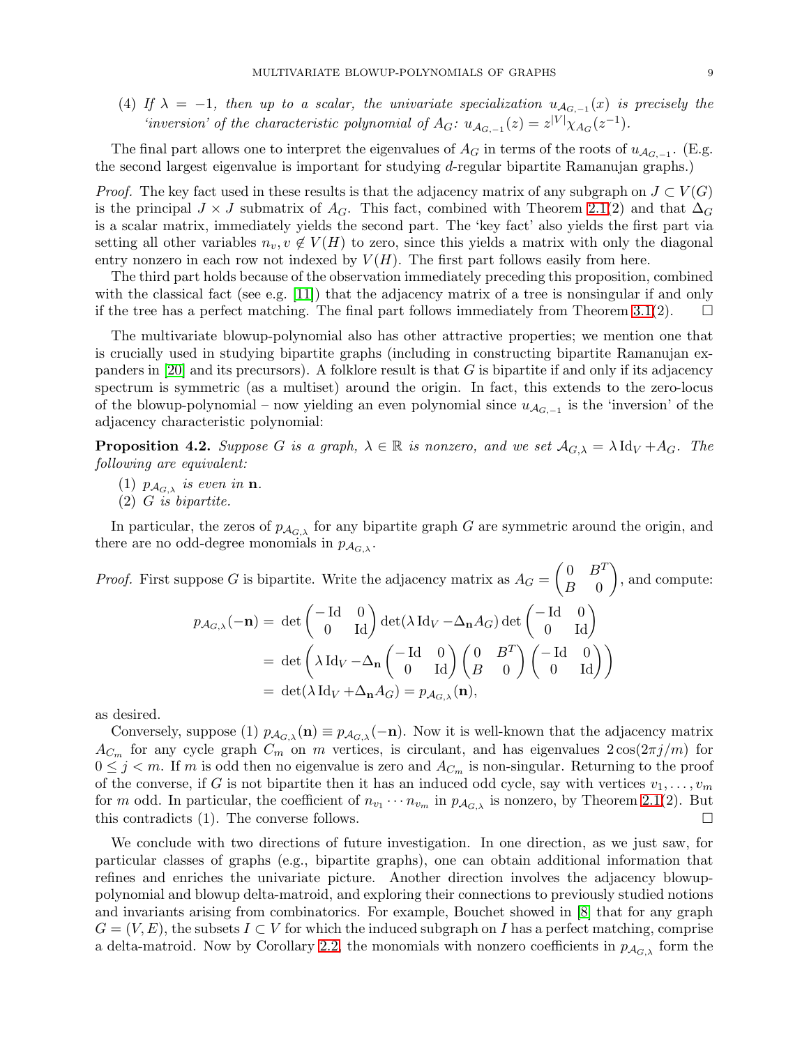(4) *If $\lambda = -1$, then up to a scalar, the univariate specialization $u_{\mathcal{A}_{G,-1}}(x)$ is precisely the 'inversion' of the characteristic polynomial of $A_G$: $u_{\mathcal{A}_{G,-1}}(z) = z^{|V|}\chi_{A_G}(z^{-1})$.*

The final part allows one to interpret the eigenvalues of $A_G$ in terms of the roots of $u_{\mathcal{A}_{G,-1}}$. (E.g. the second largest eigenvalue is important for studying $d$-regular bipartite Ramanujan graphs.)

*Proof.* The key fact used in these results is that the adjacency matrix of any subgraph on $J \subset V(G)$ is the principal $J \times J$ submatrix of $A_G$. This fact, combined with Theorem 2.1(2) and that $\Delta_G$ is a scalar matrix, immediately yields the second part. The 'key fact' also yields the first part via setting all other variables $n_v, v \notin V(H)$ to zero, since this yields a matrix with only the diagonal entry nonzero in each row not indexed by $V(H)$. The first part follows easily from here.

The third part holds because of the observation immediately preceding this proposition, combined with the classical fact (see e.g. [11]) that the adjacency matrix of a tree is nonsingular if and only if the tree has a perfect matching. The final part follows immediately from Theorem 3.1(2). $\square$

The multivariate blowup-polynomial also has other attractive properties; we mention one that is crucially used in studying bipartite graphs (including in constructing bipartite Ramanujan expanders in [20] and its precursors). A folklore result is that $G$ is bipartite if and only if its adjacency spectrum is symmetric (as a multiset) around the origin. In fact, this extends to the zero-locus of the blowup-polynomial – now yielding an even polynomial since $u_{\mathcal{A}_{G,-1}}$ is the 'inversion' of the adjacency characteristic polynomial:

**Proposition 4.2.** *Suppose $G$ is a graph, $\lambda \in \mathbb{R}$ is nonzero, and we set $\mathcal{A}_{G,\lambda} = \lambda \operatorname{Id}_V + A_G$. The following are equivalent:*

(1) *$p_{\mathcal{A}_{G,\lambda}}$ is even in $\mathbf{n}$.*
(2) *$G$ is bipartite.*

*In particular, the zeros of $p_{\mathcal{A}_{G,\lambda}}$ for any bipartite graph $G$ are symmetric around the origin, and there are no odd-degree monomials in $p_{\mathcal{A}_{G,\lambda}}$.*

*Proof.* First suppose $G$ is bipartite. Write the adjacency matrix as $A_G = \begin{pmatrix} 0 & B^T \\ B & 0 \end{pmatrix}$, and compute:

$$\begin{aligned}
p_{\mathcal{A}_{G,\lambda}}(-\mathbf{n}) &= \det \begin{pmatrix} -\operatorname{Id} & 0 \\ 0 & \operatorname{Id} \end{pmatrix} \det(\lambda \operatorname{Id}_V - \Delta_{\mathbf{n}} A_G) \det \begin{pmatrix} -\operatorname{Id} & 0 \\ 0 & \operatorname{Id} \end{pmatrix} \\
&= \det \left( \lambda \operatorname{Id}_V - \Delta_{\mathbf{n}} \begin{pmatrix} -\operatorname{Id} & 0 \\ 0 & \operatorname{Id} \end{pmatrix} \begin{pmatrix} 0 & B^T \\ B & 0 \end{pmatrix} \begin{pmatrix} -\operatorname{Id} & 0 \\ 0 & \operatorname{Id} \end{pmatrix} \right) \\
&= \det(\lambda \operatorname{Id}_V + \Delta_{\mathbf{n}} A_G) = p_{\mathcal{A}_{G,\lambda}}(\mathbf{n}),
\end{aligned}$$

as desired.

Conversely, suppose (1) $p_{\mathcal{A}_{G,\lambda}}(\mathbf{n}) \equiv p_{\mathcal{A}_{G,\lambda}}(-\mathbf{n})$. Now it is well-known that the adjacency matrix $A_{C_m}$ for any cycle graph $C_m$ on $m$ vertices, is circulant, and has eigenvalues $2\cos(2\pi j/m)$ for $0 \leq j < m$. If $m$ is odd then no eigenvalue is zero and $A_{C_m}$ is non-singular. Returning to the proof of the converse, if $G$ is not bipartite then it has an induced odd cycle, say with vertices $v_1, \dots, v_m$ for $m$ odd. In particular, the coefficient of $n_{v_1} \cdots n_{v_m}$ in $p_{\mathcal{A}_{G,\lambda}}$ is nonzero, by Theorem 2.1(2). But this contradicts (1). The converse follows. $\square$

We conclude with two directions of future investigation. In one direction, as we just saw, for particular classes of graphs (e.g., bipartite graphs), one can obtain additional information that refines and enriches the univariate picture. Another direction involves the adjacency blowup-polynomial and blowup delta-matroid, and exploring their connections to previously studied notions and invariants arising from combinatorics. For example, Bouchet showed in [8] that for any graph $G = (V, E)$, the subsets $I \subset V$ for which the induced subgraph on $I$ has a perfect matching, comprise a delta-matroid. Now by Corollary 2.2, the monomials with nonzero coefficients in $p_{\mathcal{A}_{G,\lambda}}$ form the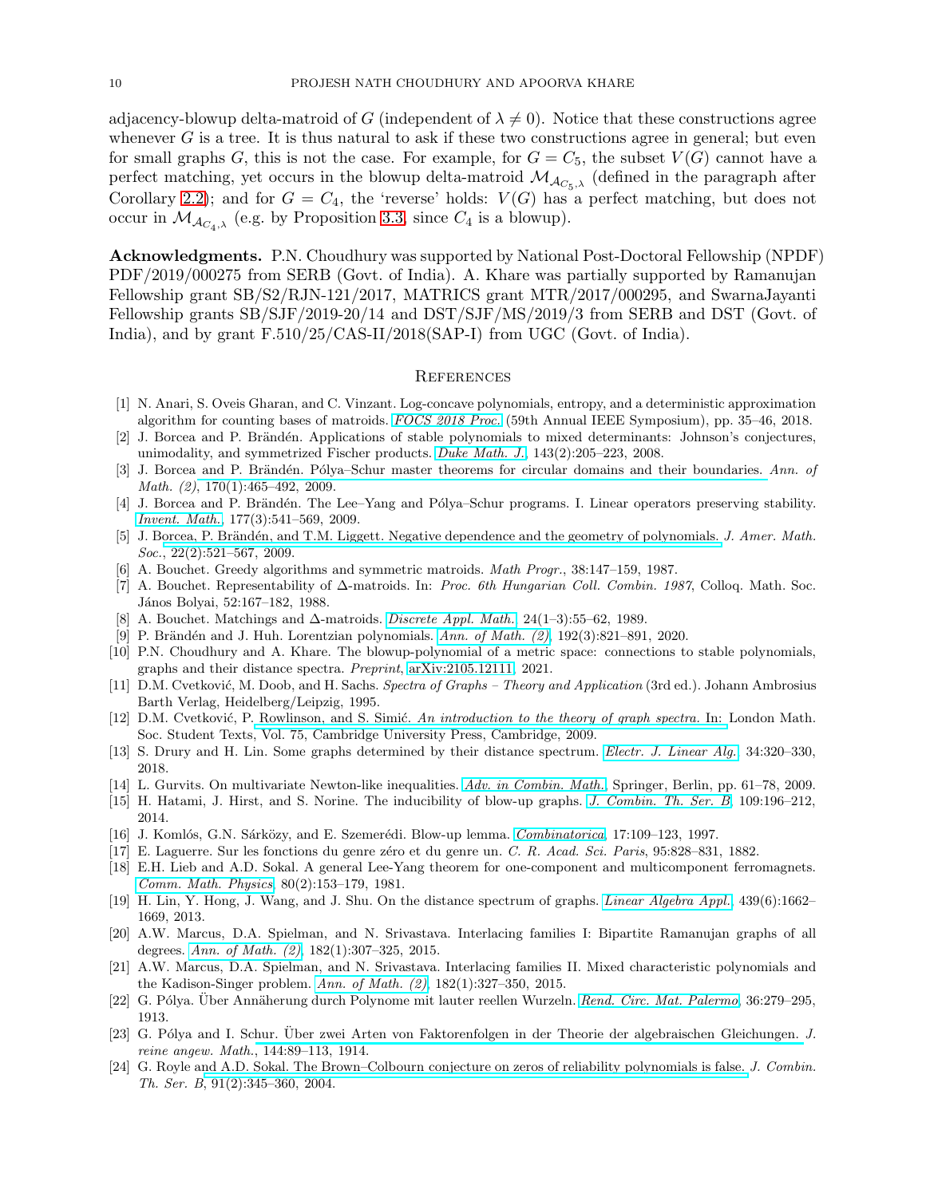adjacency-blowup delta-matroid of $G$ (independent of $\lambda \neq 0$). Notice that these constructions agree whenever $G$ is a tree. It is thus natural to ask if these two constructions agree in general; but even for small graphs $G$, this is not the case. For example, for $G = C_5$, the subset $V(G)$ cannot have a perfect matching, yet occurs in the blowup delta-matroid $\mathcal{M}_{\mathcal{A}_{C_5},\lambda}$ (defined in the paragraph after Corollary 2.2); and for $G = C_4$, the 'reverse' holds: $V(G)$ has a perfect matching, but does not occur in $\mathcal{M}_{\mathcal{A}_{C_4},\lambda}$ (e.g. by Proposition 3.3, since $C_4$ is a blowup).

**Acknowledgments.** P.N. Choudhury was supported by National Post-Doctoral Fellowship (NPDF) PDF/2019/000275 from SERB (Govt. of India). A. Khare was partially supported by Ramanujan Fellowship grant SB/S2/RJN-121/2017, MATRICS grant MTR/2017/000295, and SwarnaJayanti Fellowship grants SB/SJF/2019-20/14 and DST/SJF/MS/2019/3 from SERB and DST (Govt. of India), and by grant F.510/25/CAS-II/2018(SAP-I) from UGC (Govt. of India).

## References

[1] N. Anari, S. Oveis Gharan, and C. Vinzant. Log-concave polynomials, entropy, and a deterministic approximation algorithm for counting bases of matroids. *FOCS 2018 Proc.* (59th Annual IEEE Symposium), pp. 35–46, 2018.

[2] J. Borcea and P. Brändén. Applications of stable polynomials to mixed determinants: Johnson's conjectures, unimodality, and symmetrized Fischer products. *Duke Math. J.*, 143(2):205–223, 2008.

[3] J. Borcea and P. Brändén. Pólya–Schur master theorems for circular domains and their boundaries. *Ann. of Math. (2)*, 170(1):465–492, 2009.

[4] J. Borcea and P. Brändén. The Lee–Yang and Pólya–Schur programs. I. Linear operators preserving stability. *Invent. Math.*, 177(3):541–569, 2009.

[5] J. Borcea, P. Brändén, and T.M. Liggett. Negative dependence and the geometry of polynomials. *J. Amer. Math. Soc.*, 22(2):521–567, 2009.

[6] A. Bouchet. Greedy algorithms and symmetric matroids. *Math Progr.*, 38:147–159, 1987.

[7] A. Bouchet. Representability of Δ-matroids. In: *Proc. 6th Hungarian Coll. Combin. 1987*, Colloq. Math. Soc. János Bolyai, 52:167–182, 1988.

[8] A. Bouchet. Matchings and Δ-matroids. *Discrete Appl. Math.* 24(1–3):55–62, 1989.

[9] P. Brändén and J. Huh. Lorentzian polynomials. *Ann. of Math. (2)*, 192(3):821–891, 2020.

[10] P.N. Choudhury and A. Khare. The blowup-polynomial of a metric space: connections to stable polynomials, graphs and their distance spectra. *Preprint*, arXiv:2105.12111, 2021.

[11] D.M. Cvetković, M. Doob, and H. Sachs. *Spectra of Graphs – Theory and Application* (3rd ed.). Johann Ambrosius Barth Verlag, Heidelberg/Leipzig, 1995.

[12] D.M. Cvetković, P. Rowlinson, and S. Simić. *An introduction to the theory of graph spectra.* In: London Math. Soc. Student Texts, Vol. 75, Cambridge University Press, Cambridge, 2009.

[13] S. Drury and H. Lin. Some graphs determined by their distance spectrum. *Electr. J. Linear Alg.* 34:320–330, 2018.

[14] L. Gurvits. On multivariate Newton-like inequalities. *Adv. in Combin. Math.*, Springer, Berlin, pp. 61–78, 2009.

[15] H. Hatami, J. Hirst, and S. Norine. The inducibility of blow-up graphs. *J. Combin. Th. Ser. B* 109:196–212, 2014.

[16] J. Komlós, G.N. Sárközy, and E. Szemerédi. Blow-up lemma. *Combinatorica* 17:109–123, 1997.

[17] E. Laguerre. Sur les fonctions du genre zéro et du genre un. *C. R. Acad. Sci. Paris*, 95:828–831, 1882.

[18] E.H. Lieb and A.D. Sokal. A general Lee-Yang theorem for one-component and multicomponent ferromagnets. *Comm. Math. Physics* 80(2):153–179, 1981.

[19] H. Lin, Y. Hong, J. Wang, and J. Shu. On the distance spectrum of graphs. *Linear Algebra Appl.*, 439(6):1662–1669, 2013.

[20] A.W. Marcus, D.A. Spielman, and N. Srivastava. Interlacing families I: Bipartite Ramanujan graphs of all degrees. *Ann. of Math. (2)*, 182(1):307–325, 2015.

[21] A.W. Marcus, D.A. Spielman, and N. Srivastava. Interlacing families II. Mixed characteristic polynomials and the Kadison-Singer problem. *Ann. of Math. (2)*, 182(1):327–350, 2015.

[22] G. Pólya. Über Annäherung durch Polynome mit lauter reellen Wurzeln. *Rend. Circ. Mat. Palermo*, 36:279–295, 1913.

[23] G. Pólya and I. Schur. Über zwei Arten von Faktorenfolgen in der Theorie der algebraischen Gleichungen. *J. reine angew. Math.*, 144:89–113, 1914.

[24] G. Royle and A.D. Sokal. The Brown–Colbourn conjecture on zeros of reliability polynomials is false. *J. Combin. Th. Ser. B*, 91(2):345–360, 2004.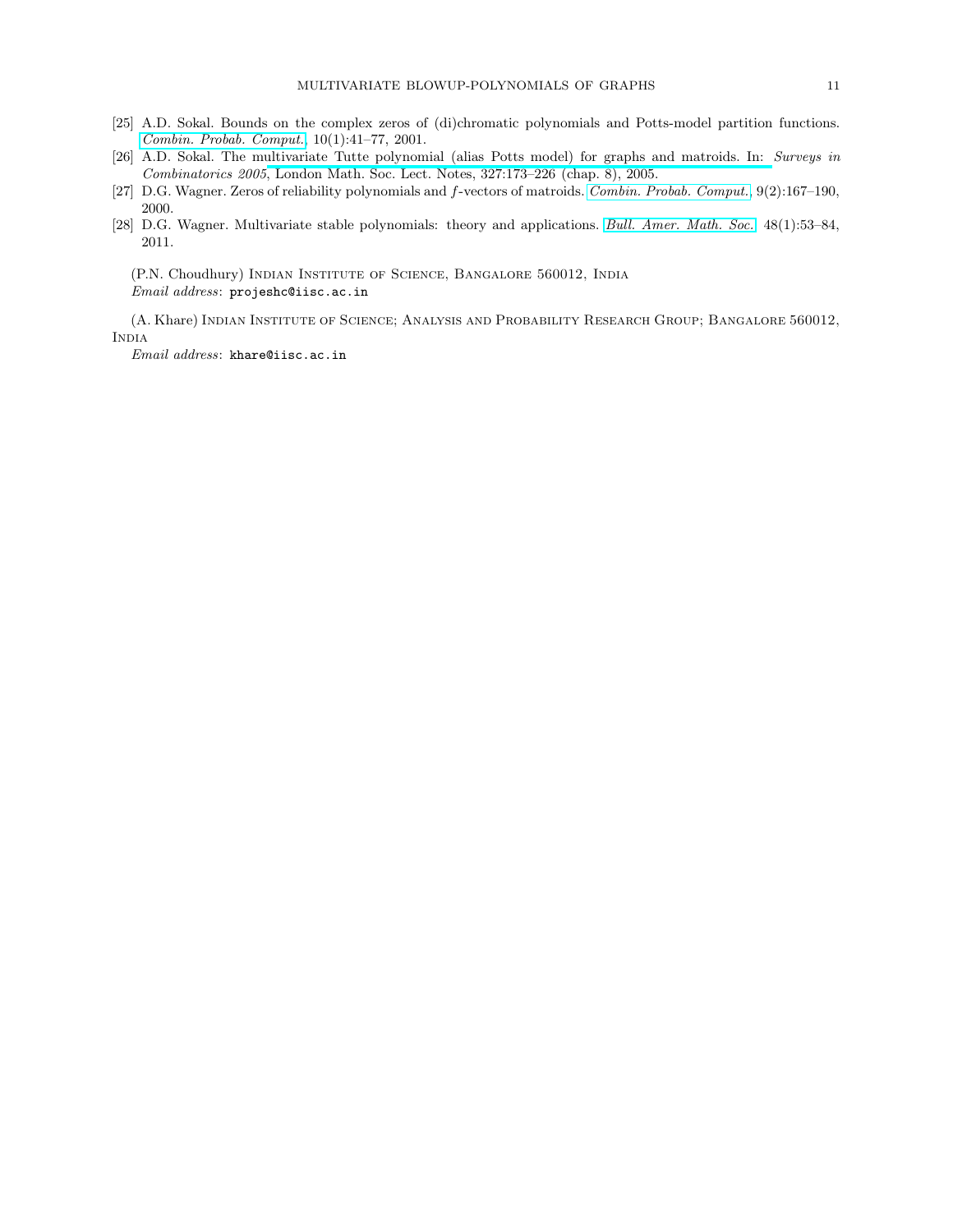[25] A.D. Sokal. Bounds on the complex zeros of (di)chromatic polynomials and Potts-model partition functions. *Combin. Probab. Comput.* 10(1):41–77, 2001.

[26] A.D. Sokal. The multivariate Tutte polynomial (alias Potts model) for graphs and matroids. In: *Surveys in Combinatorics 2005*, London Math. Soc. Lect. Notes, 327:173–226 (chap. 8), 2005.

[27] D.G. Wagner. Zeros of reliability polynomials and $f$-vectors of matroids. *Combin. Probab. Comput.*, 9(2):167–190, 2000.

[28] D.G. Wagner. Multivariate stable polynomials: theory and applications. *Bull. Amer. Math. Soc.* 48(1):53–84, 2011.

(P.N. Choudhury) Indian Institute of Science, Bangalore 560012, India
*Email address*: `projeshc@iisc.ac.in`

(A. Khare) Indian Institute of Science; Analysis and Probability Research Group; Bangalore 560012, India
*Email address*: `khare@iisc.ac.in`